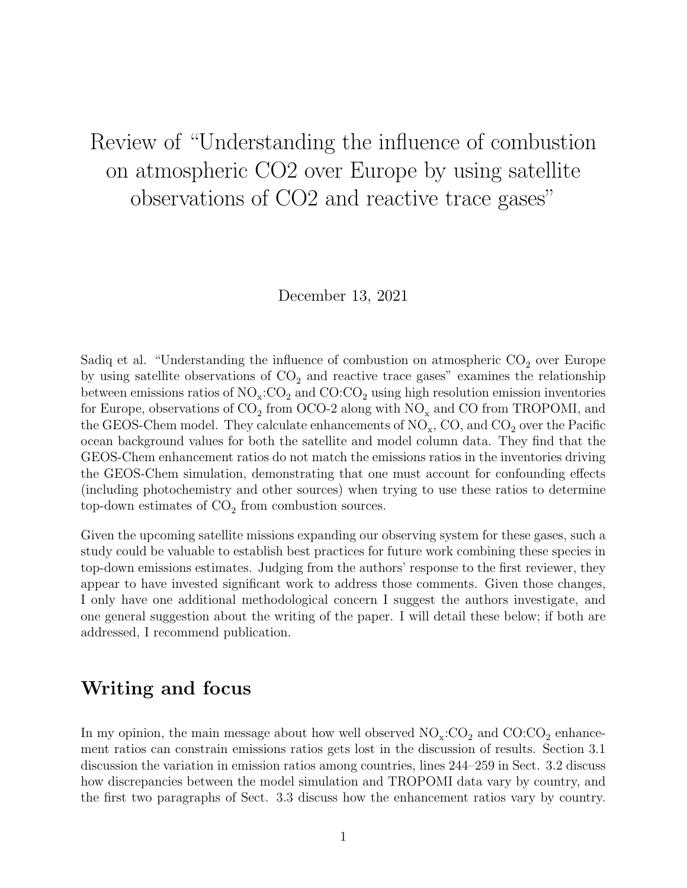# Review of "Understanding the influence of combustion on atmospheric CO2 over Europe by using satellite observations of CO2 and reactive trace gases"

December 13, 2021

Sadiq et al. "Understanding the influence of combustion on atmospheric $CO_2$ over Europe by using satellite observations of $CO_2$ and reactive trace gases" examines the relationship between emissions ratios of $NO_x$:$CO_2$ and CO:$CO_2$ using high resolution emission inventories for Europe, observations of $CO_2$ from OCO-2 along with $NO_x$ and CO from TROPOMI, and the GEOS-Chem model. They calculate enhancements of $NO_x$, CO, and $CO_2$ over the Pacific ocean background values for both the satellite and model column data. They find that the GEOS-Chem enhancement ratios do not match the emissions ratios in the inventories driving the GEOS-Chem simulation, demonstrating that one must account for confounding effects (including photochemistry and other sources) when trying to use these ratios to determine top-down estimates of $CO_2$ from combustion sources.

Given the upcoming satellite missions expanding our observing system for these gases, such a study could be valuable to establish best practices for future work combining these species in top-down emissions estimates. Judging from the authors' response to the first reviewer, they appear to have invested significant work to address those comments. Given those changes, I only have one additional methodological concern I suggest the authors investigate, and one general suggestion about the writing of the paper. I will detail these below; if both are addressed, I recommend publication.

## Writing and focus

In my opinion, the main message about how well observed $NO_x$:$CO_2$ and CO:$CO_2$ enhancement ratios can constrain emissions ratios gets lost in the discussion of results. Section 3.1 discussion the variation in emission ratios among countries, lines 244–259 in Sect. 3.2 discuss how discrepancies between the model simulation and TROPOMI data vary by country, and the first two paragraphs of Sect. 3.3 discuss how the enhancement ratios vary by country.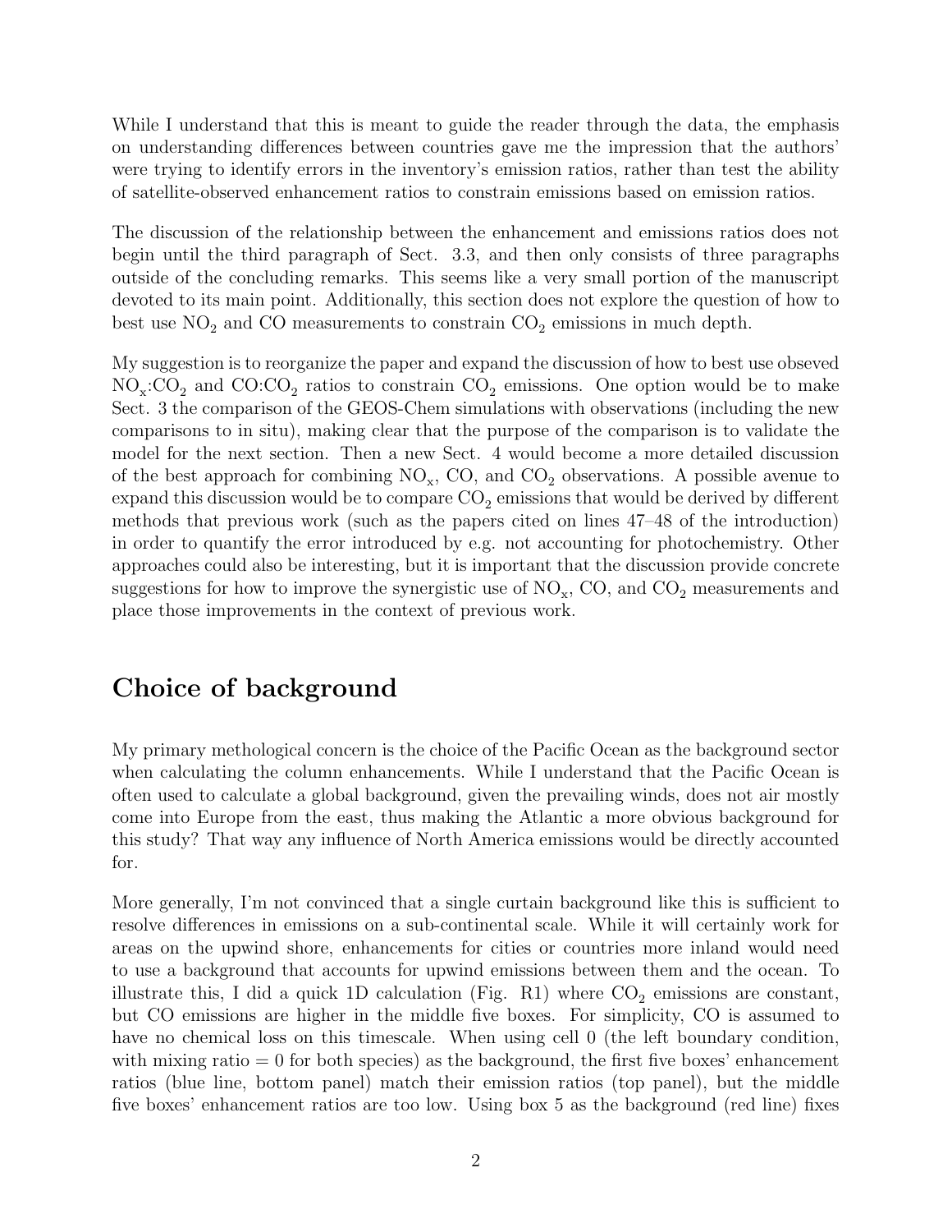While I understand that this is meant to guide the reader through the data, the emphasis on understanding differences between countries gave me the impression that the authors' were trying to identify errors in the inventory's emission ratios, rather than test the ability of satellite-observed enhancement ratios to constrain emissions based on emission ratios.

The discussion of the relationship between the enhancement and emissions ratios does not begin until the third paragraph of Sect. 3.3, and then only consists of three paragraphs outside of the concluding remarks. This seems like a very small portion of the manuscript devoted to its main point. Additionally, this section does not explore the question of how to best use $NO_2$ and CO measurements to constrain $CO_2$ emissions in much depth.

My suggestion is to reorganize the paper and expand the discussion of how to best use obseved $NO_x$:$CO_2$ and CO:$CO_2$ ratios to constrain $CO_2$ emissions. One option would be to make Sect. 3 the comparison of the GEOS-Chem simulations with observations (including the new comparisons to in situ), making clear that the purpose of the comparison is to validate the model for the next section. Then a new Sect. 4 would become a more detailed discussion of the best approach for combining $NO_x$, CO, and $CO_2$ observations. A possible avenue to expand this discussion would be to compare $CO_2$ emissions that would be derived by different methods that previous work (such as the papers cited on lines 47–48 of the introduction) in order to quantify the error introduced by e.g. not accounting for photochemistry. Other approaches could also be interesting, but it is important that the discussion provide concrete suggestions for how to improve the synergistic use of $NO_x$, CO, and $CO_2$ measurements and place those improvements in the context of previous work.

## Choice of background

My primary methological concern is the choice of the Pacific Ocean as the background sector when calculating the column enhancements. While I understand that the Pacific Ocean is often used to calculate a global background, given the prevailing winds, does not air mostly come into Europe from the east, thus making the Atlantic a more obvious background for this study? That way any influence of North America emissions would be directly accounted for.

More generally, I'm not convinced that a single curtain background like this is sufficient to resolve differences in emissions on a sub-continental scale. While it will certainly work for areas on the upwind shore, enhancements for cities or countries more inland would need to use a background that accounts for upwind emissions between them and the ocean. To illustrate this, I did a quick 1D calculation (Fig. R1) where $CO_2$ emissions are constant, but CO emissions are higher in the middle five boxes. For simplicity, CO is assumed to have no chemical loss on this timescale. When using cell 0 (the left boundary condition, with mixing ratio = 0 for both species) as the background, the first five boxes' enhancement ratios (blue line, bottom panel) match their emission ratios (top panel), but the middle five boxes' enhancement ratios are too low. Using box 5 as the background (red line) fixes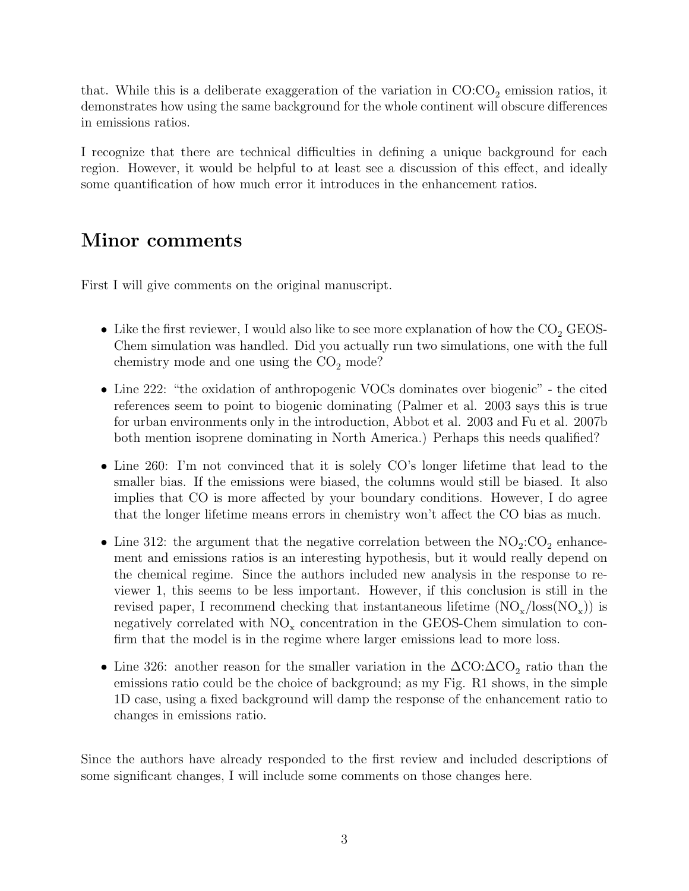that. While this is a deliberate exaggeration of the variation in $CO$:$CO_2$ emission ratios, it demonstrates how using the same background for the whole continent will obscure differences in emissions ratios.

I recognize that there are technical difficulties in defining a unique background for each region. However, it would be helpful to at least see a discussion of this effect, and ideally some quantification of how much error it introduces in the enhancement ratios.

## Minor comments

First I will give comments on the original manuscript.

- Like the first reviewer, I would also like to see more explanation of how the $CO_2$ GEOS-Chem simulation was handled. Did you actually run two simulations, one with the full chemistry mode and one using the $CO_2$ mode?
- Line 222: "the oxidation of anthropogenic VOCs dominates over biogenic" - the cited references seem to point to biogenic dominating (Palmer et al. 2003 says this is true for urban environments only in the introduction, Abbot et al. 2003 and Fu et al. 2007b both mention isoprene dominating in North America.) Perhaps this needs qualified?
- Line 260: I'm not convinced that it is solely CO's longer lifetime that lead to the smaller bias. If the emissions were biased, the columns would still be biased. It also implies that CO is more affected by your boundary conditions. However, I do agree that the longer lifetime means errors in chemistry won't affect the CO bias as much.
- Line 312: the argument that the negative correlation between the $NO_2$:$CO_2$ enhancement and emissions ratios is an interesting hypothesis, but it would really depend on the chemical regime. Since the authors included new analysis in the response to reviewer 1, this seems to be less important. However, if this conclusion is still in the revised paper, I recommend checking that instantaneous lifetime ($NO_x$/loss($NO_x$)) is negatively correlated with $NO_x$ concentration in the GEOS-Chem simulation to confirm that the model is in the regime where larger emissions lead to more loss.
- Line 326: another reason for the smaller variation in the $\Delta CO$:$\Delta CO_2$ ratio than the emissions ratio could be the choice of background; as my Fig. R1 shows, in the simple 1D case, using a fixed background will damp the response of the enhancement ratio to changes in emissions ratio.

Since the authors have already responded to the first review and included descriptions of some significant changes, I will include some comments on those changes here.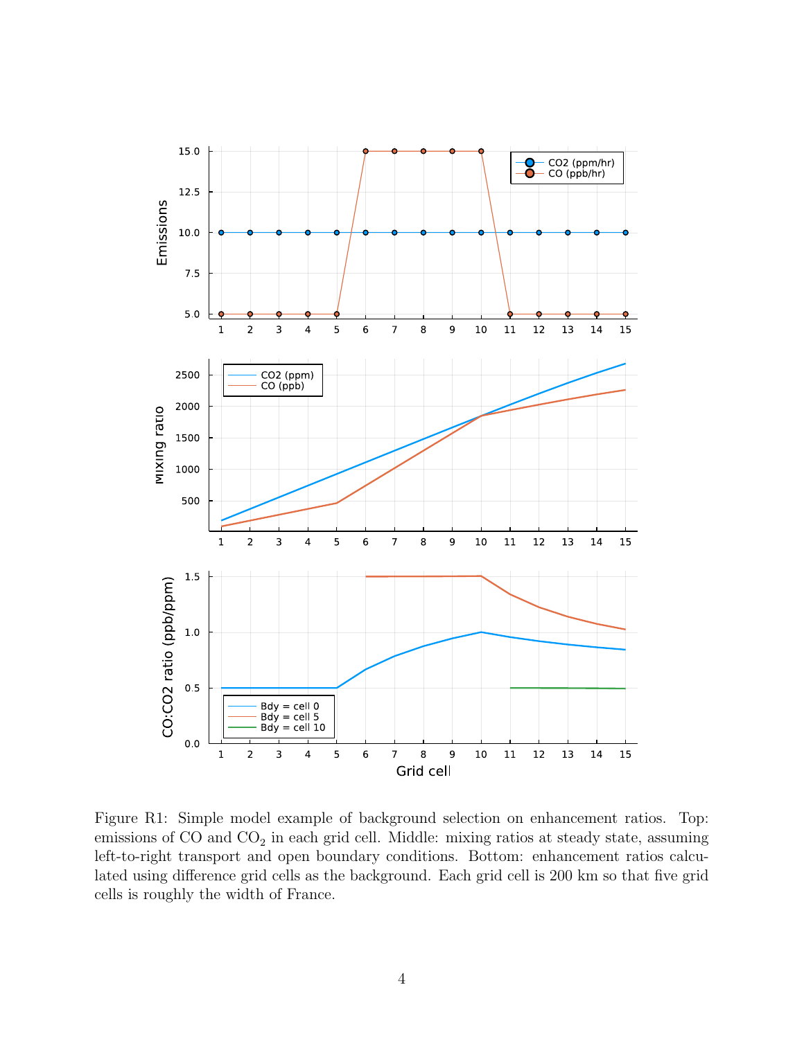Figure R1: Simple model example of background selection on enhancement ratios. Top: emissions of CO and $CO_2$ in each grid cell. Middle: mixing ratios at steady state, assuming left-to-right transport and open boundary conditions. Bottom: enhancement ratios calculated using difference grid cells as the background. Each grid cell is 200 km so that five grid cells is roughly the width of France.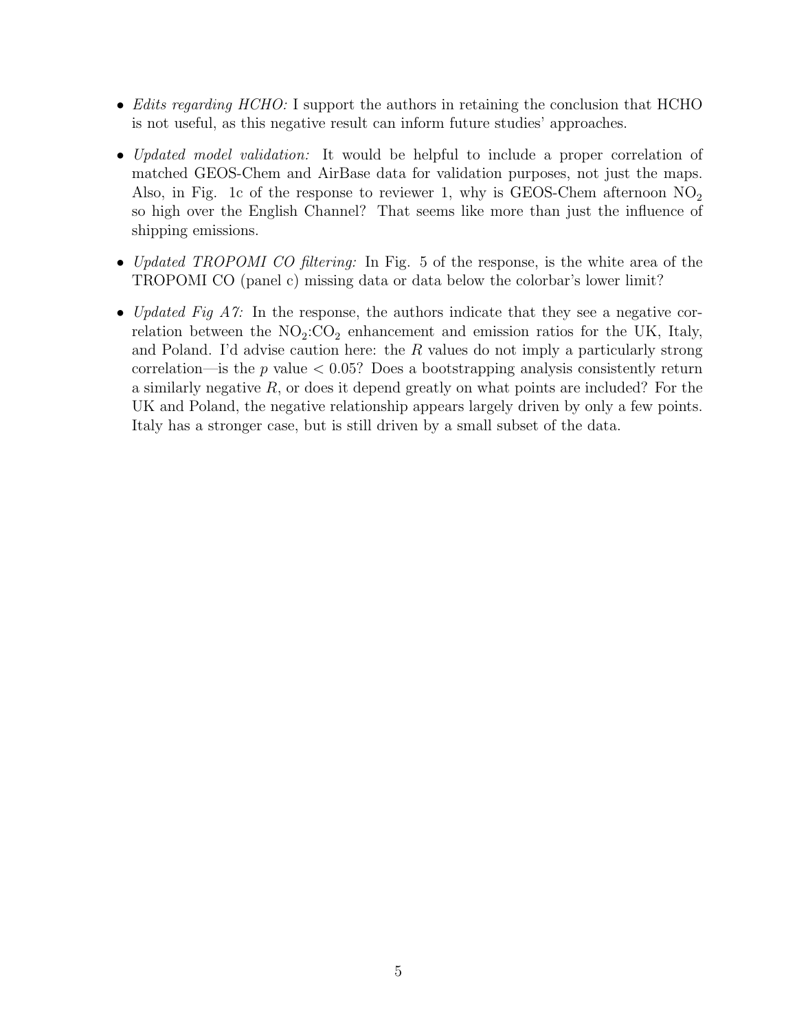- *Edits regarding HCHO:* I support the authors in retaining the conclusion that HCHO is not useful, as this negative result can inform future studies' approaches.

- *Updated model validation:* It would be helpful to include a proper correlation of matched GEOS-Chem and AirBase data for validation purposes, not just the maps. Also, in Fig. 1c of the response to reviewer 1, why is GEOS-Chem afternoon $NO_2$ so high over the English Channel? That seems like more than just the influence of shipping emissions.

- *Updated TROPOMI CO filtering:* In Fig. 5 of the response, is the white area of the TROPOMI CO (panel c) missing data or data below the colorbar's lower limit?

- *Updated Fig A7:* In the response, the authors indicate that they see a negative correlation between the $NO_2$:$CO_2$ enhancement and emission ratios for the UK, Italy, and Poland. I'd advise caution here: the $R$ values do not imply a particularly strong correlation—is the $p$ value $< 0.05$? Does a bootstrapping analysis consistently return a similarly negative $R$, or does it depend greatly on what points are included? For the UK and Poland, the negative relationship appears largely driven by only a few points. Italy has a stronger case, but is still driven by a small subset of the data.